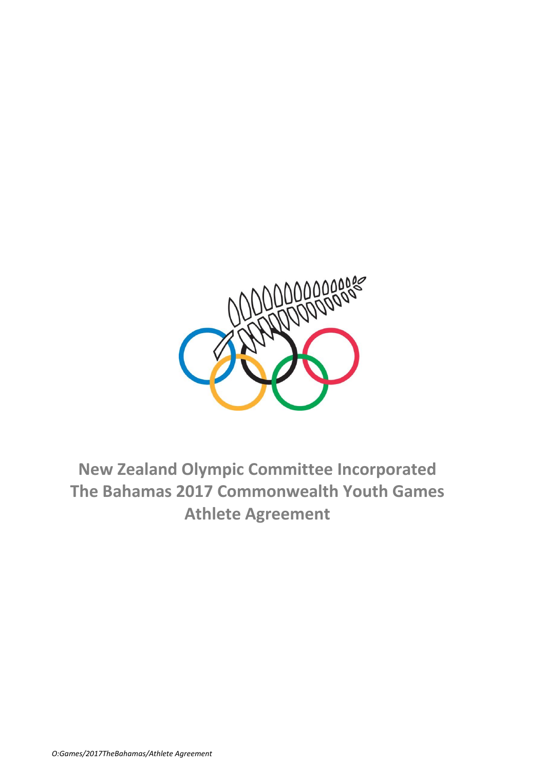# New Zealand Olympic Committee Incorporated
# The Bahamas 2017 Commonwealth Youth Games
# Athlete Agreement

*O:Games/2017TheBahamas/Athlete Agreement*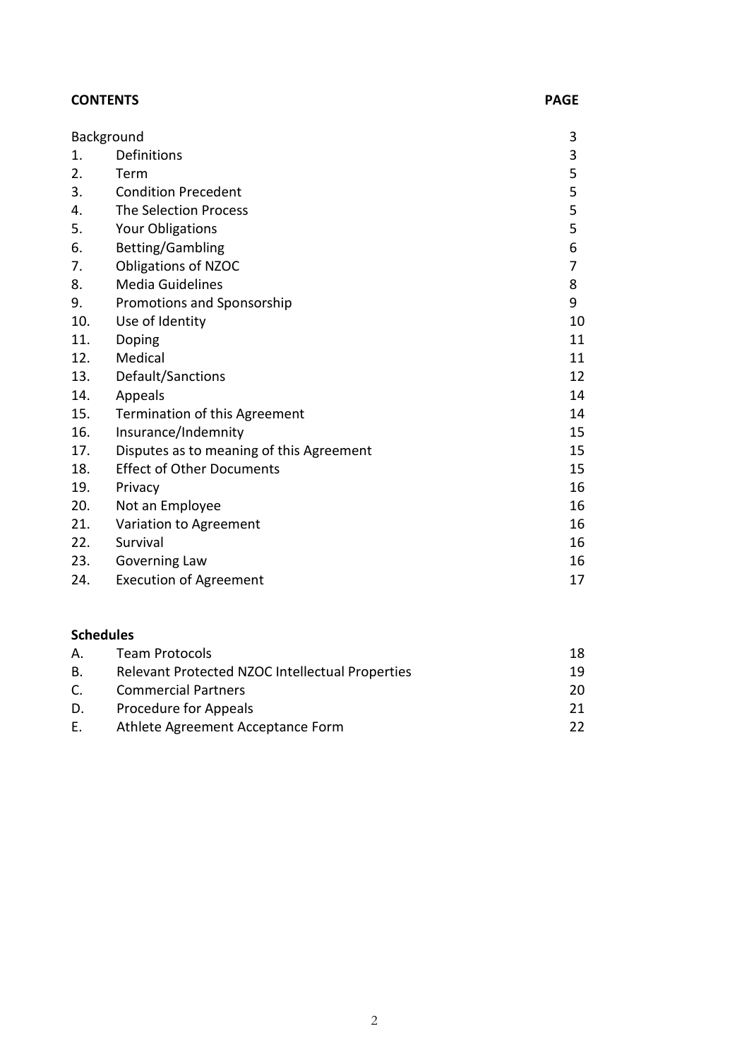| **CONTENTS** | | **PAGE** |
| --- | --- | --- |
| Background | | 3 |
| 1. | Definitions | 3 |
| 2. | Term | 5 |
| 3. | Condition Precedent | 5 |
| 4. | The Selection Process | 5 |
| 5. | Your Obligations | 5 |
| 6. | Betting/Gambling | 6 |
| 7. | Obligations of NZOC | 7 |
| 8. | Media Guidelines | 8 |
| 9. | Promotions and Sponsorship | 9 |
| 10. | Use of Identity | 10 |
| 11. | Doping | 11 |
| 12. | Medical | 11 |
| 13. | Default/Sanctions | 12 |
| 14. | Appeals | 14 |
| 15. | Termination of this Agreement | 14 |
| 16. | Insurance/Indemnity | 15 |
| 17. | Disputes as to meaning of this Agreement | 15 |
| 18. | Effect of Other Documents | 15 |
| 19. | Privacy | 16 |
| 20. | Not an Employee | 16 |
| 21. | Variation to Agreement | 16 |
| 22. | Survival | 16 |
| 23. | Governing Law | 16 |
| 24. | Execution of Agreement | 17 |

**Schedules**

| | | |
| --- | --- | --- |
| A. | Team Protocols | 18 |
| B. | Relevant Protected NZOC Intellectual Properties | 19 |
| C. | Commercial Partners | 20 |
| D. | Procedure for Appeals | 21 |
| E. | Athlete Agreement Acceptance Form | 22 |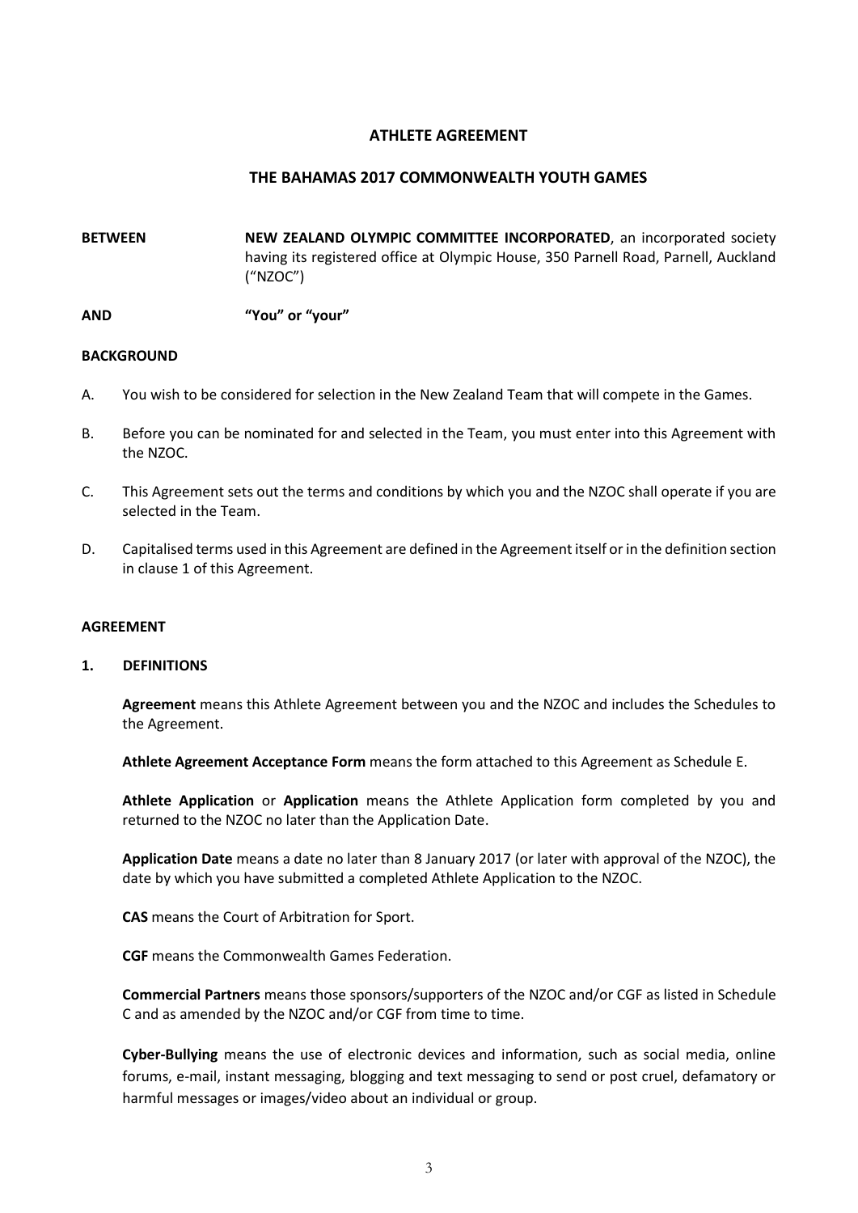# ATHLETE AGREEMENT

## THE BAHAMAS 2017 COMMONWEALTH YOUTH GAMES

**BETWEEN** **NEW ZEALAND OLYMPIC COMMITTEE INCORPORATED**, an incorporated society having its registered office at Olympic House, 350 Parnell Road, Parnell, Auckland ("NZOC")

**AND** **"You" or "your"**

**BACKGROUND**

A. You wish to be considered for selection in the New Zealand Team that will compete in the Games.

B. Before you can be nominated for and selected in the Team, you must enter into this Agreement with the NZOC.

C. This Agreement sets out the terms and conditions by which you and the NZOC shall operate if you are selected in the Team.

D. Capitalised terms used in this Agreement are defined in the Agreement itself or in the definition section in clause 1 of this Agreement.

**AGREEMENT**

**1. DEFINITIONS**

**Agreement** means this Athlete Agreement between you and the NZOC and includes the Schedules to the Agreement.

**Athlete Agreement Acceptance Form** means the form attached to this Agreement as Schedule E.

**Athlete Application** or **Application** means the Athlete Application form completed by you and returned to the NZOC no later than the Application Date.

**Application Date** means a date no later than 8 January 2017 (or later with approval of the NZOC), the date by which you have submitted a completed Athlete Application to the NZOC.

**CAS** means the Court of Arbitration for Sport.

**CGF** means the Commonwealth Games Federation.

**Commercial Partners** means those sponsors/supporters of the NZOC and/or CGF as listed in Schedule C and as amended by the NZOC and/or CGF from time to time.

**Cyber-Bullying** means the use of electronic devices and information, such as social media, online forums, e-mail, instant messaging, blogging and text messaging to send or post cruel, defamatory or harmful messages or images/video about an individual or group.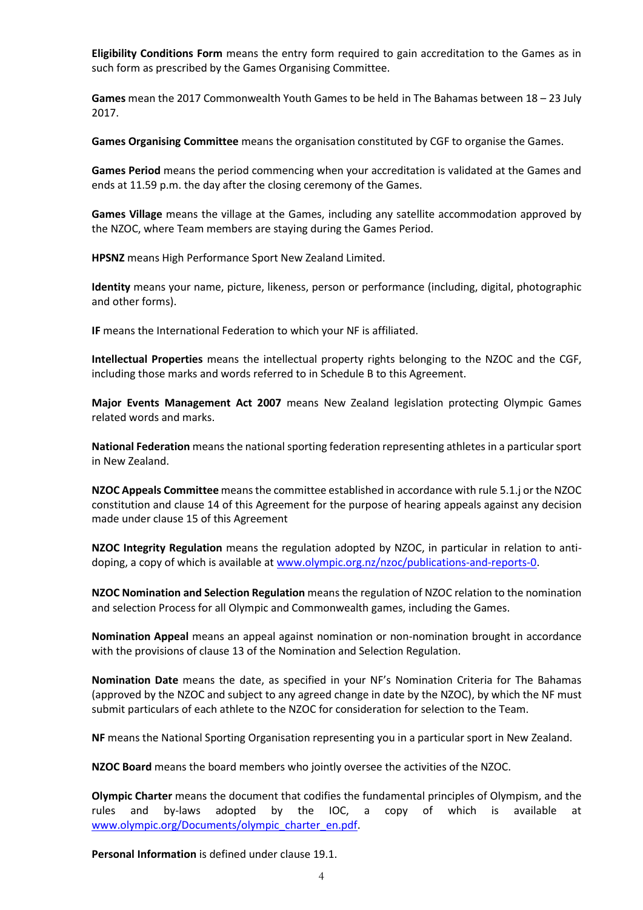**Eligibility Conditions Form** means the entry form required to gain accreditation to the Games as in such form as prescribed by the Games Organising Committee.

**Games** mean the 2017 Commonwealth Youth Games to be held in The Bahamas between 18 – 23 July 2017.

**Games Organising Committee** means the organisation constituted by CGF to organise the Games.

**Games Period** means the period commencing when your accreditation is validated at the Games and ends at 11.59 p.m. the day after the closing ceremony of the Games.

**Games Village** means the village at the Games, including any satellite accommodation approved by the NZOC, where Team members are staying during the Games Period.

**HPSNZ** means High Performance Sport New Zealand Limited.

**Identity** means your name, picture, likeness, person or performance (including, digital, photographic and other forms).

**IF** means the International Federation to which your NF is affiliated.

**Intellectual Properties** means the intellectual property rights belonging to the NZOC and the CGF, including those marks and words referred to in Schedule B to this Agreement.

**Major Events Management Act 2007** means New Zealand legislation protecting Olympic Games related words and marks.

**National Federation** means the national sporting federation representing athletes in a particular sport in New Zealand.

**NZOC Appeals Committee** means the committee established in accordance with rule 5.1.j or the NZOC constitution and clause 14 of this Agreement for the purpose of hearing appeals against any decision made under clause 15 of this Agreement

**NZOC Integrity Regulation** means the regulation adopted by NZOC, in particular in relation to anti-doping, a copy of which is available at www.olympic.org.nz/nzoc/publications-and-reports-0.

**NZOC Nomination and Selection Regulation** means the regulation of NZOC relation to the nomination and selection Process for all Olympic and Commonwealth games, including the Games.

**Nomination Appeal** means an appeal against nomination or non-nomination brought in accordance with the provisions of clause 13 of the Nomination and Selection Regulation.

**Nomination Date** means the date, as specified in your NF's Nomination Criteria for The Bahamas (approved by the NZOC and subject to any agreed change in date by the NZOC), by which the NF must submit particulars of each athlete to the NZOC for consideration for selection to the Team.

**NF** means the National Sporting Organisation representing you in a particular sport in New Zealand.

**NZOC Board** means the board members who jointly oversee the activities of the NZOC.

**Olympic Charter** means the document that codifies the fundamental principles of Olympism, and the rules and by-laws adopted by the IOC, a copy of which is available at www.olympic.org/Documents/olympic_charter_en.pdf.

**Personal Information** is defined under clause 19.1.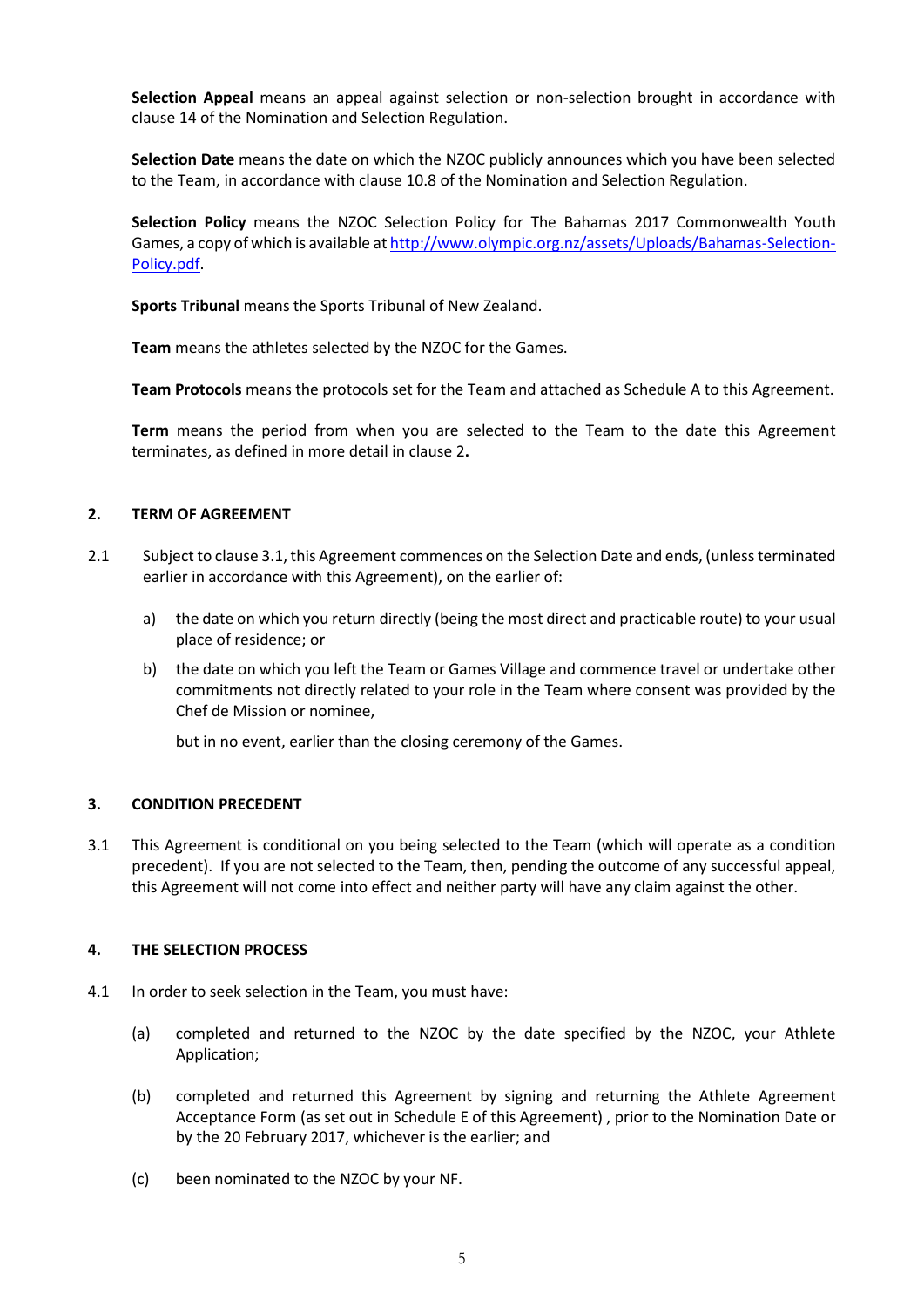**Selection Appeal** means an appeal against selection or non-selection brought in accordance with clause 14 of the Nomination and Selection Regulation.

**Selection Date** means the date on which the NZOC publicly announces which you have been selected to the Team, in accordance with clause 10.8 of the Nomination and Selection Regulation.

**Selection Policy** means the NZOC Selection Policy for The Bahamas 2017 Commonwealth Youth Games, a copy of which is available at [http://www.olympic.org.nz/assets/Uploads/Bahamas-Selection-Policy.pdf](http://www.olympic.org.nz/assets/Uploads/Bahamas-Selection-Policy.pdf).

**Sports Tribunal** means the Sports Tribunal of New Zealand.

**Team** means the athletes selected by the NZOC for the Games.

**Team Protocols** means the protocols set for the Team and attached as Schedule A to this Agreement.

**Term** means the period from when you are selected to the Team to the date this Agreement terminates, as defined in more detail in clause 2**.**

## 2. TERM OF AGREEMENT

2.1 Subject to clause 3.1, this Agreement commences on the Selection Date and ends, (unless terminated earlier in accordance with this Agreement), on the earlier of:

a) the date on which you return directly (being the most direct and practicable route) to your usual place of residence; or

b) the date on which you left the Team or Games Village and commence travel or undertake other commitments not directly related to your role in the Team where consent was provided by the Chef de Mission or nominee,

but in no event, earlier than the closing ceremony of the Games.

## 3. CONDITION PRECEDENT

3.1 This Agreement is conditional on you being selected to the Team (which will operate as a condition precedent). If you are not selected to the Team, then, pending the outcome of any successful appeal, this Agreement will not come into effect and neither party will have any claim against the other.

## 4. THE SELECTION PROCESS

4.1 In order to seek selection in the Team, you must have:

(a) completed and returned to the NZOC by the date specified by the NZOC, your Athlete Application;

(b) completed and returned this Agreement by signing and returning the Athlete Agreement Acceptance Form (as set out in Schedule E of this Agreement) , prior to the Nomination Date or by the 20 February 2017, whichever is the earlier; and

(c) been nominated to the NZOC by your NF.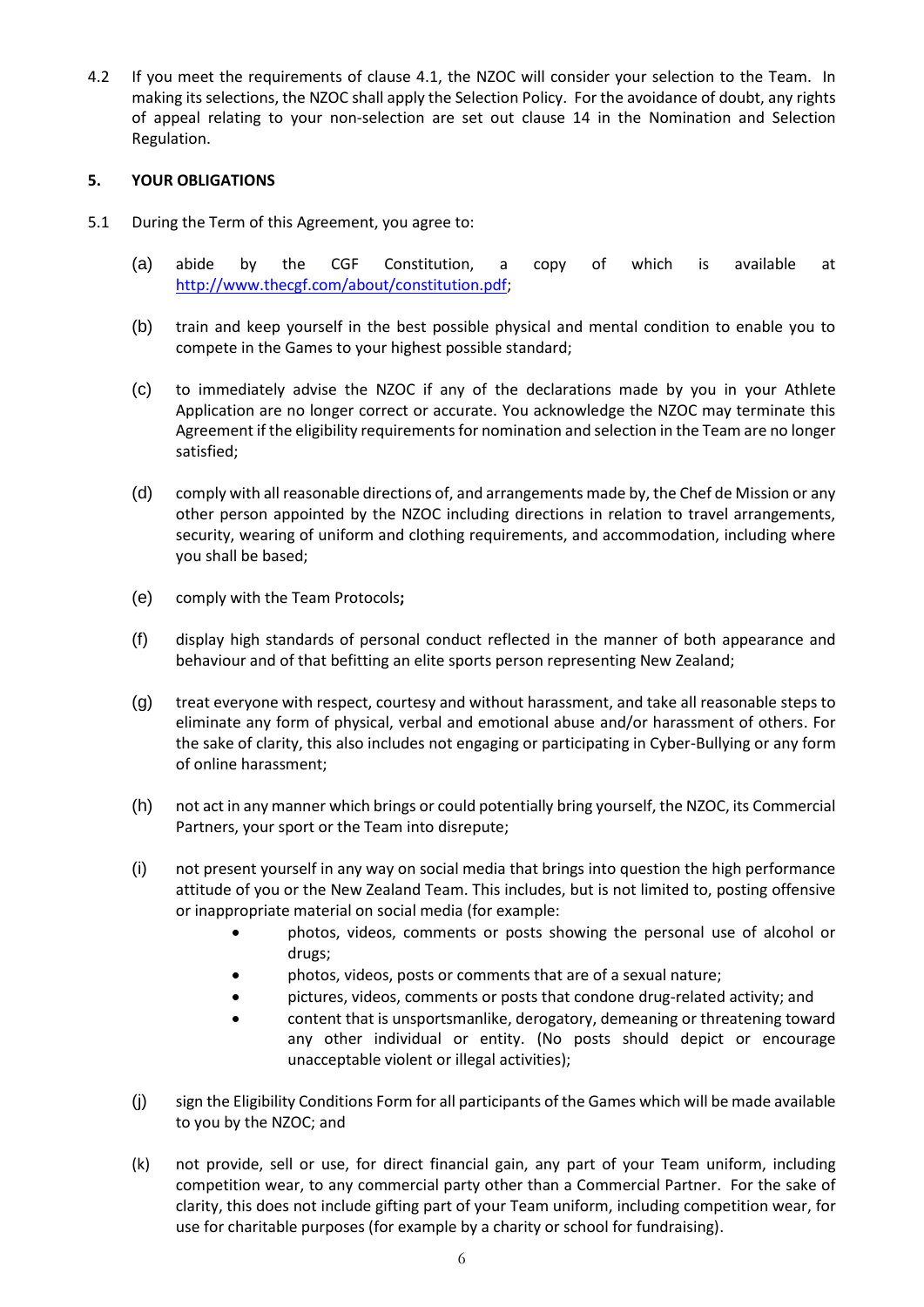4.2 If you meet the requirements of clause 4.1, the NZOC will consider your selection to the Team. In making its selections, the NZOC shall apply the Selection Policy. For the avoidance of doubt, any rights of appeal relating to your non-selection are set out clause 14 in the Nomination and Selection Regulation.

## 5. YOUR OBLIGATIONS

5.1 During the Term of this Agreement, you agree to:

(a) abide by the CGF Constitution, a copy of which is available at http://www.thecgf.com/about/constitution.pdf;

(b) train and keep yourself in the best possible physical and mental condition to enable you to compete in the Games to your highest possible standard;

(c) to immediately advise the NZOC if any of the declarations made by you in your Athlete Application are no longer correct or accurate. You acknowledge the NZOC may terminate this Agreement if the eligibility requirements for nomination and selection in the Team are no longer satisfied;

(d) comply with all reasonable directions of, and arrangements made by, the Chef de Mission or any other person appointed by the NZOC including directions in relation to travel arrangements, security, wearing of uniform and clothing requirements, and accommodation, including where you shall be based;

(e) comply with the Team Protocols**;**

(f) display high standards of personal conduct reflected in the manner of both appearance and behaviour and of that befitting an elite sports person representing New Zealand;

(g) treat everyone with respect, courtesy and without harassment, and take all reasonable steps to eliminate any form of physical, verbal and emotional abuse and/or harassment of others. For the sake of clarity, this also includes not engaging or participating in Cyber-Bullying or any form of online harassment;

(h) not act in any manner which brings or could potentially bring yourself, the NZOC, its Commercial Partners, your sport or the Team into disrepute;

(i) not present yourself in any way on social media that brings into question the high performance attitude of you or the New Zealand Team. This includes, but is not limited to, posting offensive or inappropriate material on social media (for example:
  - photos, videos, comments or posts showing the personal use of alcohol or drugs;
  - photos, videos, posts or comments that are of a sexual nature;
  - pictures, videos, comments or posts that condone drug-related activity; and
  - content that is unsportsmanlike, derogatory, demeaning or threatening toward any other individual or entity. (No posts should depict or encourage unacceptable violent or illegal activities);

(j) sign the Eligibility Conditions Form for all participants of the Games which will be made available to you by the NZOC; and

(k) not provide, sell or use, for direct financial gain, any part of your Team uniform, including competition wear, to any commercial party other than a Commercial Partner. For the sake of clarity, this does not include gifting part of your Team uniform, including competition wear, for use for charitable purposes (for example by a charity or school for fundraising).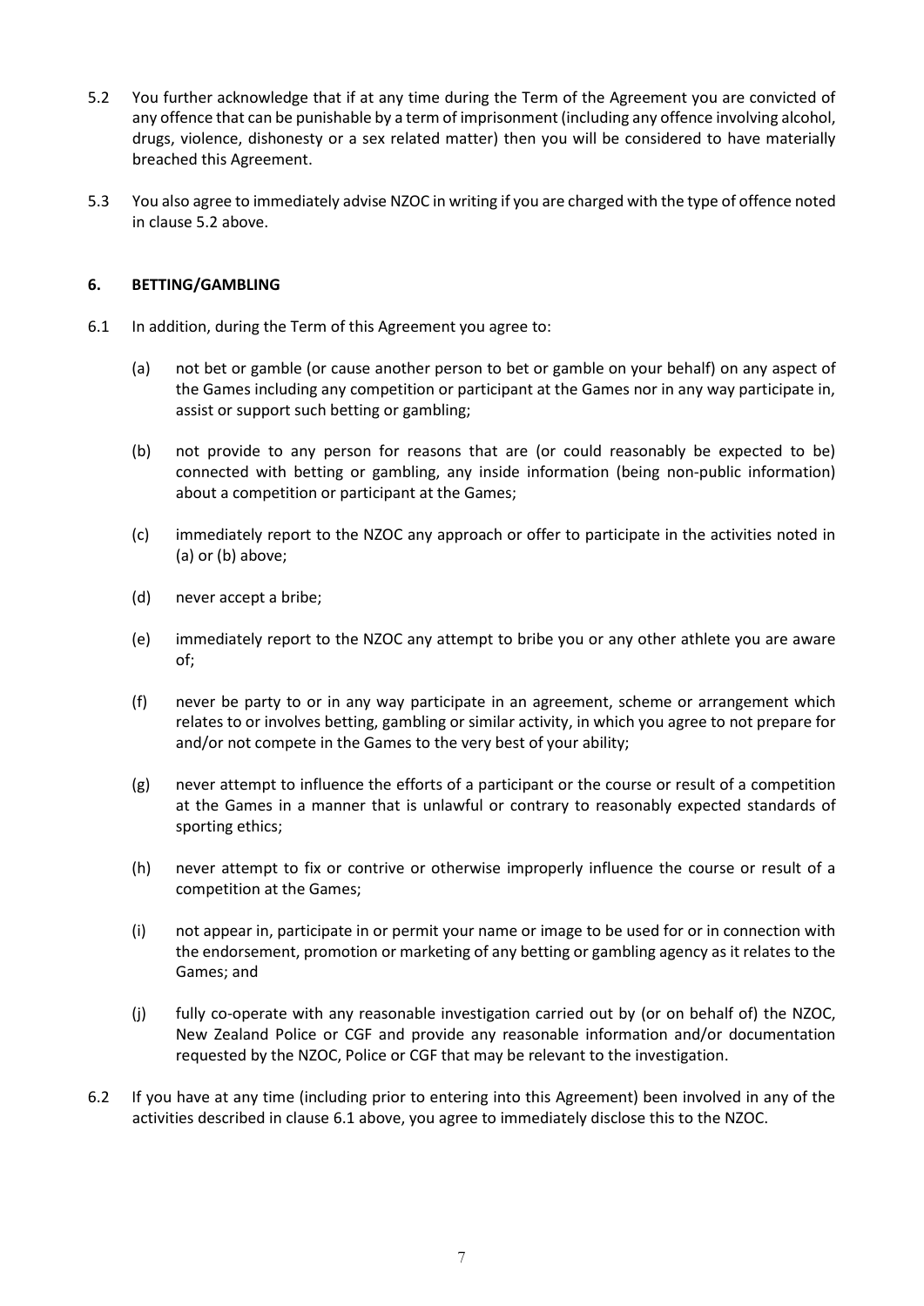5.2 You further acknowledge that if at any time during the Term of the Agreement you are convicted of any offence that can be punishable by a term of imprisonment (including any offence involving alcohol, drugs, violence, dishonesty or a sex related matter) then you will be considered to have materially breached this Agreement.

5.3 You also agree to immediately advise NZOC in writing if you are charged with the type of offence noted in clause 5.2 above.

## 6. BETTING/GAMBLING

6.1 In addition, during the Term of this Agreement you agree to:

(a) not bet or gamble (or cause another person to bet or gamble on your behalf) on any aspect of the Games including any competition or participant at the Games nor in any way participate in, assist or support such betting or gambling;

(b) not provide to any person for reasons that are (or could reasonably be expected to be) connected with betting or gambling, any inside information (being non-public information) about a competition or participant at the Games;

(c) immediately report to the NZOC any approach or offer to participate in the activities noted in (a) or (b) above;

(d) never accept a bribe;

(e) immediately report to the NZOC any attempt to bribe you or any other athlete you are aware of;

(f) never be party to or in any way participate in an agreement, scheme or arrangement which relates to or involves betting, gambling or similar activity, in which you agree to not prepare for and/or not compete in the Games to the very best of your ability;

(g) never attempt to influence the efforts of a participant or the course or result of a competition at the Games in a manner that is unlawful or contrary to reasonably expected standards of sporting ethics;

(h) never attempt to fix or contrive or otherwise improperly influence the course or result of a competition at the Games;

(i) not appear in, participate in or permit your name or image to be used for or in connection with the endorsement, promotion or marketing of any betting or gambling agency as it relates to the Games; and

(j) fully co-operate with any reasonable investigation carried out by (or on behalf of) the NZOC, New Zealand Police or CGF and provide any reasonable information and/or documentation requested by the NZOC, Police or CGF that may be relevant to the investigation.

6.2 If you have at any time (including prior to entering into this Agreement) been involved in any of the activities described in clause 6.1 above, you agree to immediately disclose this to the NZOC.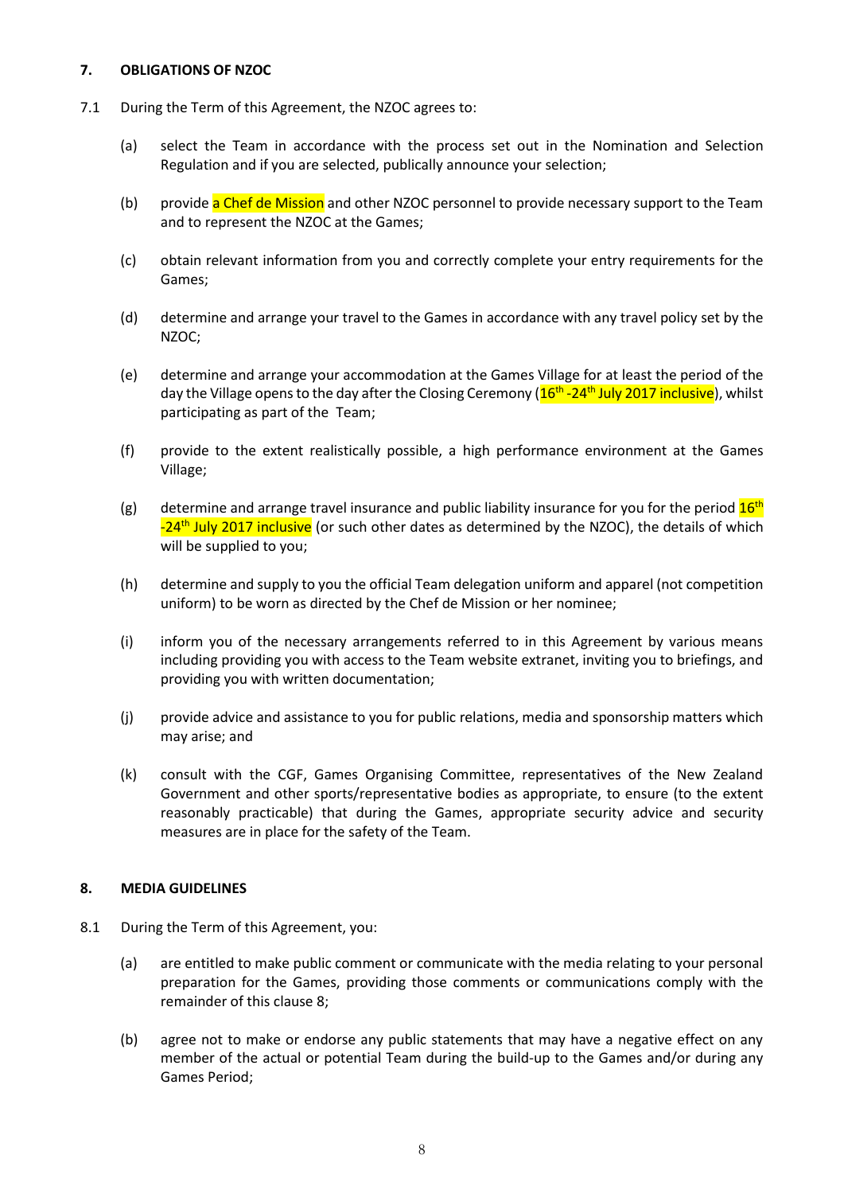## 7. OBLIGATIONS OF NZOC

7.1 During the Term of this Agreement, the NZOC agrees to:

(a) select the Team in accordance with the process set out in the Nomination and Selection Regulation and if you are selected, publically announce your selection;

(b) provide a Chef de Mission and other NZOC personnel to provide necessary support to the Team and to represent the NZOC at the Games;

(c) obtain relevant information from you and correctly complete your entry requirements for the Games;

(d) determine and arrange your travel to the Games in accordance with any travel policy set by the NZOC;

(e) determine and arrange your accommodation at the Games Village for at least the period of the day the Village opens to the day after the Closing Ceremony (16th -24th July 2017 inclusive), whilst participating as part of the Team;

(f) provide to the extent realistically possible, a high performance environment at the Games Village;

(g) determine and arrange travel insurance and public liability insurance for you for the period 16th -24th July 2017 inclusive (or such other dates as determined by the NZOC), the details of which will be supplied to you;

(h) determine and supply to you the official Team delegation uniform and apparel (not competition uniform) to be worn as directed by the Chef de Mission or her nominee;

(i) inform you of the necessary arrangements referred to in this Agreement by various means including providing you with access to the Team website extranet, inviting you to briefings, and providing you with written documentation;

(j) provide advice and assistance to you for public relations, media and sponsorship matters which may arise; and

(k) consult with the CGF, Games Organising Committee, representatives of the New Zealand Government and other sports/representative bodies as appropriate, to ensure (to the extent reasonably practicable) that during the Games, appropriate security advice and security measures are in place for the safety of the Team.

## 8. MEDIA GUIDELINES

8.1 During the Term of this Agreement, you:

(a) are entitled to make public comment or communicate with the media relating to your personal preparation for the Games, providing those comments or communications comply with the remainder of this clause 8;

(b) agree not to make or endorse any public statements that may have a negative effect on any member of the actual or potential Team during the build-up to the Games and/or during any Games Period;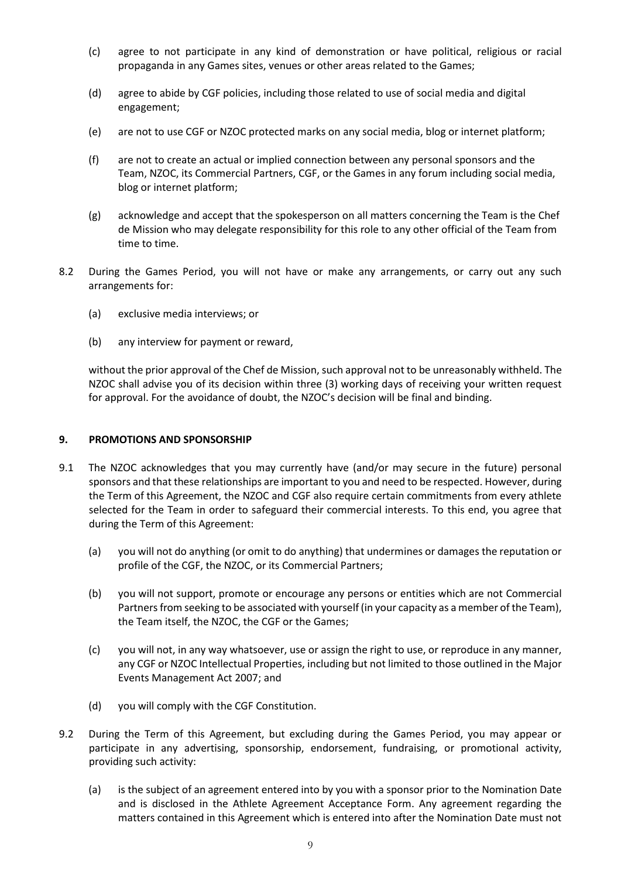(c) agree to not participate in any kind of demonstration or have political, religious or racial propaganda in any Games sites, venues or other areas related to the Games;

(d) agree to abide by CGF policies, including those related to use of social media and digital engagement;

(e) are not to use CGF or NZOC protected marks on any social media, blog or internet platform;

(f) are not to create an actual or implied connection between any personal sponsors and the Team, NZOC, its Commercial Partners, CGF, or the Games in any forum including social media, blog or internet platform;

(g) acknowledge and accept that the spokesperson on all matters concerning the Team is the Chef de Mission who may delegate responsibility for this role to any other official of the Team from time to time.

8.2 During the Games Period, you will not have or make any arrangements, or carry out any such arrangements for:

(a) exclusive media interviews; or

(b) any interview for payment or reward,

without the prior approval of the Chef de Mission, such approval not to be unreasonably withheld. The NZOC shall advise you of its decision within three (3) working days of receiving your written request for approval. For the avoidance of doubt, the NZOC's decision will be final and binding.

## 9. PROMOTIONS AND SPONSORSHIP

9.1 The NZOC acknowledges that you may currently have (and/or may secure in the future) personal sponsors and that these relationships are important to you and need to be respected. However, during the Term of this Agreement, the NZOC and CGF also require certain commitments from every athlete selected for the Team in order to safeguard their commercial interests. To this end, you agree that during the Term of this Agreement:

(a) you will not do anything (or omit to do anything) that undermines or damages the reputation or profile of the CGF, the NZOC, or its Commercial Partners;

(b) you will not support, promote or encourage any persons or entities which are not Commercial Partners from seeking to be associated with yourself (in your capacity as a member of the Team), the Team itself, the NZOC, the CGF or the Games;

(c) you will not, in any way whatsoever, use or assign the right to use, or reproduce in any manner, any CGF or NZOC Intellectual Properties, including but not limited to those outlined in the Major Events Management Act 2007; and

(d) you will comply with the CGF Constitution.

9.2 During the Term of this Agreement, but excluding during the Games Period, you may appear or participate in any advertising, sponsorship, endorsement, fundraising, or promotional activity, providing such activity:

(a) is the subject of an agreement entered into by you with a sponsor prior to the Nomination Date and is disclosed in the Athlete Agreement Acceptance Form. Any agreement regarding the matters contained in this Agreement which is entered into after the Nomination Date must not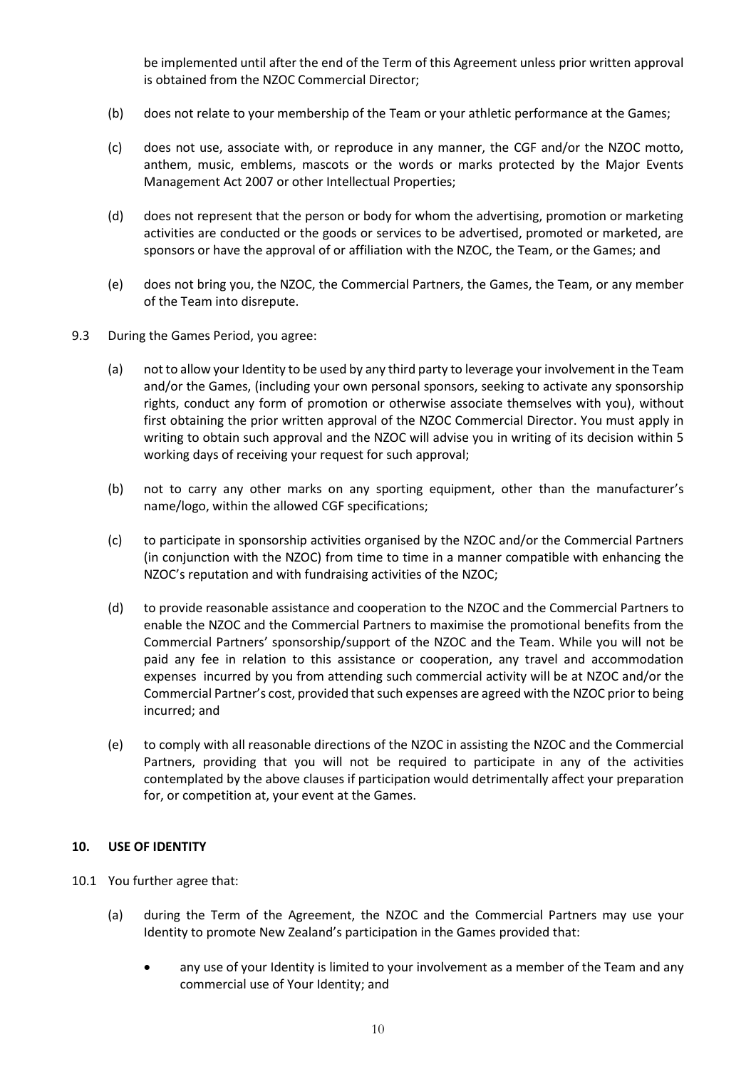be implemented until after the end of the Term of this Agreement unless prior written approval is obtained from the NZOC Commercial Director;

(b) does not relate to your membership of the Team or your athletic performance at the Games;

(c) does not use, associate with, or reproduce in any manner, the CGF and/or the NZOC motto, anthem, music, emblems, mascots or the words or marks protected by the Major Events Management Act 2007 or other Intellectual Properties;

(d) does not represent that the person or body for whom the advertising, promotion or marketing activities are conducted or the goods or services to be advertised, promoted or marketed, are sponsors or have the approval of or affiliation with the NZOC, the Team, or the Games; and

(e) does not bring you, the NZOC, the Commercial Partners, the Games, the Team, or any member of the Team into disrepute.

9.3 During the Games Period, you agree:

(a) not to allow your Identity to be used by any third party to leverage your involvement in the Team and/or the Games, (including your own personal sponsors, seeking to activate any sponsorship rights, conduct any form of promotion or otherwise associate themselves with you), without first obtaining the prior written approval of the NZOC Commercial Director. You must apply in writing to obtain such approval and the NZOC will advise you in writing of its decision within 5 working days of receiving your request for such approval;

(b) not to carry any other marks on any sporting equipment, other than the manufacturer's name/logo, within the allowed CGF specifications;

(c) to participate in sponsorship activities organised by the NZOC and/or the Commercial Partners (in conjunction with the NZOC) from time to time in a manner compatible with enhancing the NZOC's reputation and with fundraising activities of the NZOC;

(d) to provide reasonable assistance and cooperation to the NZOC and the Commercial Partners to enable the NZOC and the Commercial Partners to maximise the promotional benefits from the Commercial Partners' sponsorship/support of the NZOC and the Team. While you will not be paid any fee in relation to this assistance or cooperation, any travel and accommodation expenses incurred by you from attending such commercial activity will be at NZOC and/or the Commercial Partner's cost, provided that such expenses are agreed with the NZOC prior to being incurred; and

(e) to comply with all reasonable directions of the NZOC in assisting the NZOC and the Commercial Partners, providing that you will not be required to participate in any of the activities contemplated by the above clauses if participation would detrimentally affect your preparation for, or competition at, your event at the Games.

**10. USE OF IDENTITY**

10.1 You further agree that:

(a) during the Term of the Agreement, the NZOC and the Commercial Partners may use your Identity to promote New Zealand's participation in the Games provided that:

- any use of your Identity is limited to your involvement as a member of the Team and any commercial use of Your Identity; and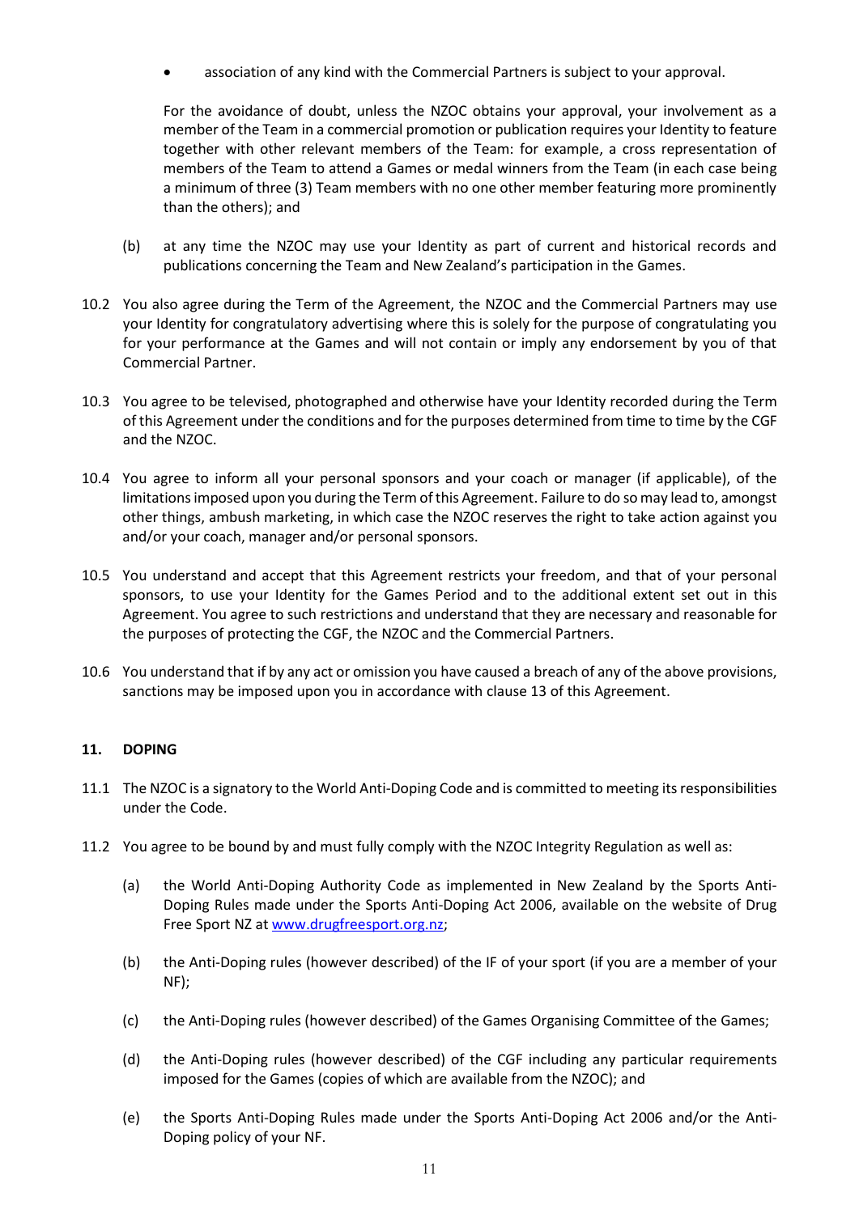- association of any kind with the Commercial Partners is subject to your approval.

  For the avoidance of doubt, unless the NZOC obtains your approval, your involvement as a member of the Team in a commercial promotion or publication requires your Identity to feature together with other relevant members of the Team: for example, a cross representation of members of the Team to attend a Games or medal winners from the Team (in each case being a minimum of three (3) Team members with no one other member featuring more prominently than the others); and

(b) at any time the NZOC may use your Identity as part of current and historical records and publications concerning the Team and New Zealand's participation in the Games.

10.2 You also agree during the Term of the Agreement, the NZOC and the Commercial Partners may use your Identity for congratulatory advertising where this is solely for the purpose of congratulating you for your performance at the Games and will not contain or imply any endorsement by you of that Commercial Partner.

10.3 You agree to be televised, photographed and otherwise have your Identity recorded during the Term of this Agreement under the conditions and for the purposes determined from time to time by the CGF and the NZOC.

10.4 You agree to inform all your personal sponsors and your coach or manager (if applicable), of the limitations imposed upon you during the Term of this Agreement. Failure to do so may lead to, amongst other things, ambush marketing, in which case the NZOC reserves the right to take action against you and/or your coach, manager and/or personal sponsors.

10.5 You understand and accept that this Agreement restricts your freedom, and that of your personal sponsors, to use your Identity for the Games Period and to the additional extent set out in this Agreement. You agree to such restrictions and understand that they are necessary and reasonable for the purposes of protecting the CGF, the NZOC and the Commercial Partners.

10.6 You understand that if by any act or omission you have caused a breach of any of the above provisions, sanctions may be imposed upon you in accordance with clause 13 of this Agreement.

## 11. DOPING

11.1 The NZOC is a signatory to the World Anti-Doping Code and is committed to meeting its responsibilities under the Code.

11.2 You agree to be bound by and must fully comply with the NZOC Integrity Regulation as well as:

(a) the World Anti-Doping Authority Code as implemented in New Zealand by the Sports Anti-Doping Rules made under the Sports Anti-Doping Act 2006, available on the website of Drug Free Sport NZ at www.drugfreesport.org.nz;

(b) the Anti-Doping rules (however described) of the IF of your sport (if you are a member of your NF);

(c) the Anti-Doping rules (however described) of the Games Organising Committee of the Games;

(d) the Anti-Doping rules (however described) of the CGF including any particular requirements imposed for the Games (copies of which are available from the NZOC); and

(e) the Sports Anti-Doping Rules made under the Sports Anti-Doping Act 2006 and/or the Anti-Doping policy of your NF.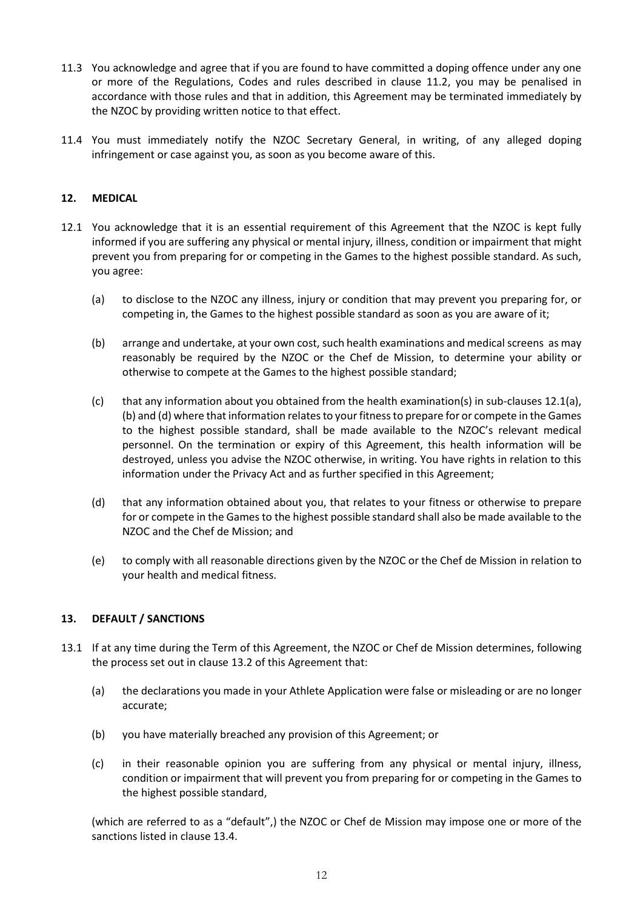11.3 You acknowledge and agree that if you are found to have committed a doping offence under any one or more of the Regulations, Codes and rules described in clause 11.2, you may be penalised in accordance with those rules and that in addition, this Agreement may be terminated immediately by the NZOC by providing written notice to that effect.

11.4 You must immediately notify the NZOC Secretary General, in writing, of any alleged doping infringement or case against you, as soon as you become aware of this.

## 12. MEDICAL

12.1 You acknowledge that it is an essential requirement of this Agreement that the NZOC is kept fully informed if you are suffering any physical or mental injury, illness, condition or impairment that might prevent you from preparing for or competing in the Games to the highest possible standard. As such, you agree:

(a) to disclose to the NZOC any illness, injury or condition that may prevent you preparing for, or competing in, the Games to the highest possible standard as soon as you are aware of it;

(b) arrange and undertake, at your own cost, such health examinations and medical screens as may reasonably be required by the NZOC or the Chef de Mission, to determine your ability or otherwise to compete at the Games to the highest possible standard;

(c) that any information about you obtained from the health examination(s) in sub-clauses 12.1(a), (b) and (d) where that information relates to your fitness to prepare for or compete in the Games to the highest possible standard, shall be made available to the NZOC's relevant medical personnel. On the termination or expiry of this Agreement, this health information will be destroyed, unless you advise the NZOC otherwise, in writing. You have rights in relation to this information under the Privacy Act and as further specified in this Agreement;

(d) that any information obtained about you, that relates to your fitness or otherwise to prepare for or compete in the Games to the highest possible standard shall also be made available to the NZOC and the Chef de Mission; and

(e) to comply with all reasonable directions given by the NZOC or the Chef de Mission in relation to your health and medical fitness.

## 13. DEFAULT / SANCTIONS

13.1 If at any time during the Term of this Agreement, the NZOC or Chef de Mission determines, following the process set out in clause 13.2 of this Agreement that:

(a) the declarations you made in your Athlete Application were false or misleading or are no longer accurate;

(b) you have materially breached any provision of this Agreement; or

(c) in their reasonable opinion you are suffering from any physical or mental injury, illness, condition or impairment that will prevent you from preparing for or competing in the Games to the highest possible standard,

(which are referred to as a "default",) the NZOC or Chef de Mission may impose one or more of the sanctions listed in clause 13.4.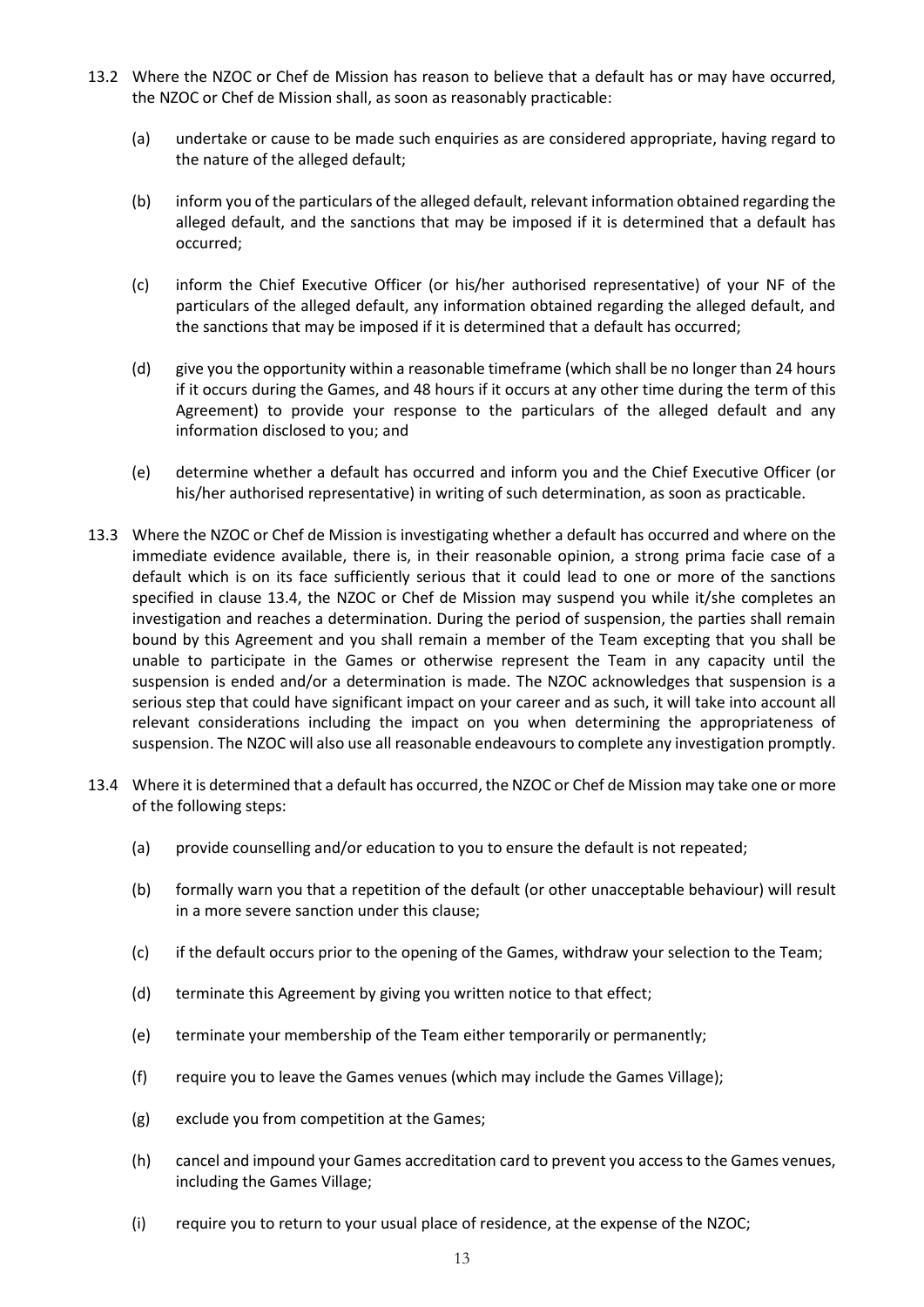13.2 Where the NZOC or Chef de Mission has reason to believe that a default has or may have occurred, the NZOC or Chef de Mission shall, as soon as reasonably practicable:

(a) undertake or cause to be made such enquiries as are considered appropriate, having regard to the nature of the alleged default;

(b) inform you of the particulars of the alleged default, relevant information obtained regarding the alleged default, and the sanctions that may be imposed if it is determined that a default has occurred;

(c) inform the Chief Executive Officer (or his/her authorised representative) of your NF of the particulars of the alleged default, any information obtained regarding the alleged default, and the sanctions that may be imposed if it is determined that a default has occurred;

(d) give you the opportunity within a reasonable timeframe (which shall be no longer than 24 hours if it occurs during the Games, and 48 hours if it occurs at any other time during the term of this Agreement) to provide your response to the particulars of the alleged default and any information disclosed to you; and

(e) determine whether a default has occurred and inform you and the Chief Executive Officer (or his/her authorised representative) in writing of such determination, as soon as practicable.

13.3 Where the NZOC or Chef de Mission is investigating whether a default has occurred and where on the immediate evidence available, there is, in their reasonable opinion, a strong prima facie case of a default which is on its face sufficiently serious that it could lead to one or more of the sanctions specified in clause 13.4, the NZOC or Chef de Mission may suspend you while it/she completes an investigation and reaches a determination. During the period of suspension, the parties shall remain bound by this Agreement and you shall remain a member of the Team excepting that you shall be unable to participate in the Games or otherwise represent the Team in any capacity until the suspension is ended and/or a determination is made. The NZOC acknowledges that suspension is a serious step that could have significant impact on your career and as such, it will take into account all relevant considerations including the impact on you when determining the appropriateness of suspension. The NZOC will also use all reasonable endeavours to complete any investigation promptly.

13.4 Where it is determined that a default has occurred, the NZOC or Chef de Mission may take one or more of the following steps:

(a) provide counselling and/or education to you to ensure the default is not repeated;

(b) formally warn you that a repetition of the default (or other unacceptable behaviour) will result in a more severe sanction under this clause;

(c) if the default occurs prior to the opening of the Games, withdraw your selection to the Team;

(d) terminate this Agreement by giving you written notice to that effect;

(e) terminate your membership of the Team either temporarily or permanently;

(f) require you to leave the Games venues (which may include the Games Village);

(g) exclude you from competition at the Games;

(h) cancel and impound your Games accreditation card to prevent you access to the Games venues, including the Games Village;

(i) require you to return to your usual place of residence, at the expense of the NZOC;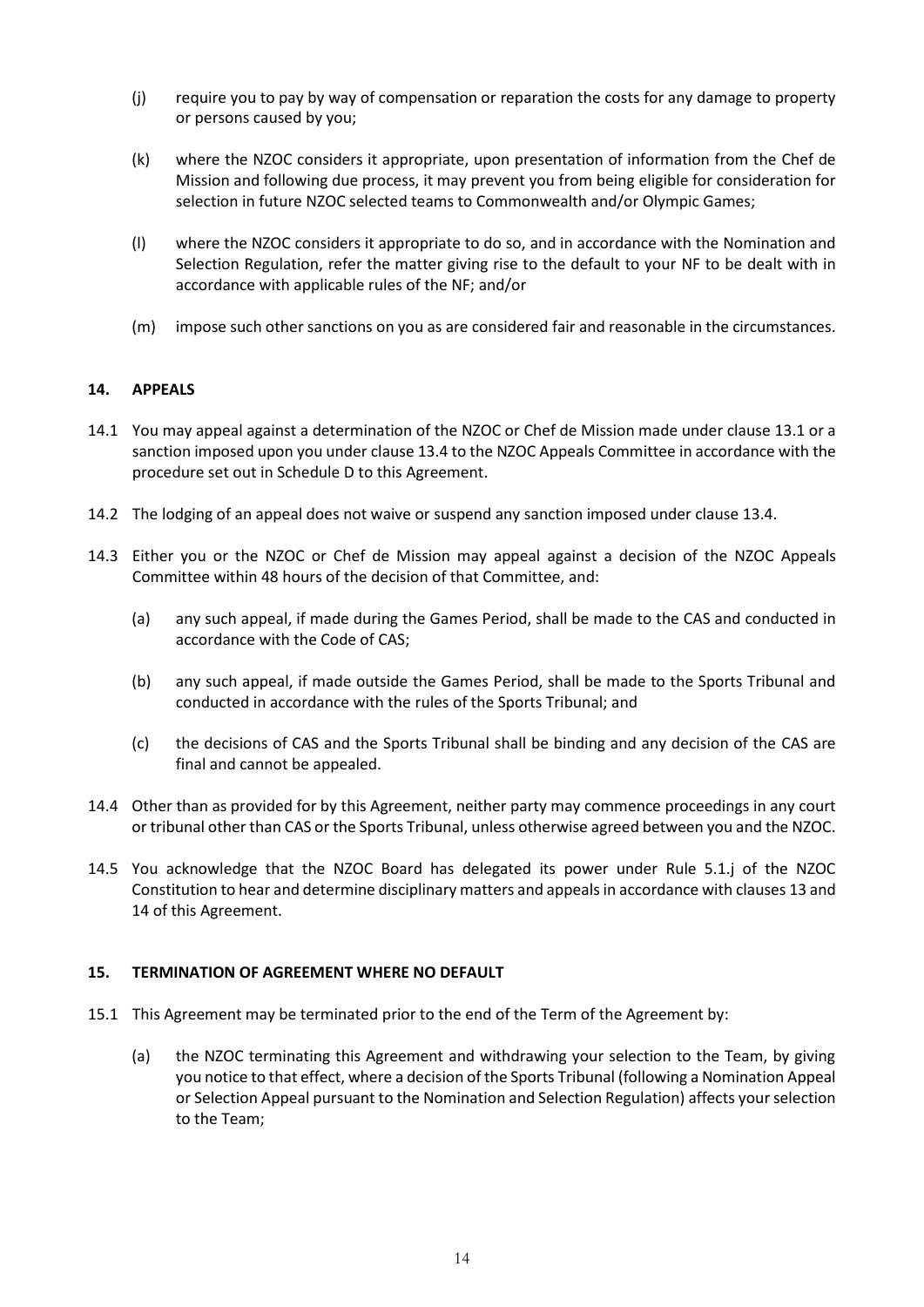(j) require you to pay by way of compensation or reparation the costs for any damage to property or persons caused by you;

(k) where the NZOC considers it appropriate, upon presentation of information from the Chef de Mission and following due process, it may prevent you from being eligible for consideration for selection in future NZOC selected teams to Commonwealth and/or Olympic Games;

(l) where the NZOC considers it appropriate to do so, and in accordance with the Nomination and Selection Regulation, refer the matter giving rise to the default to your NF to be dealt with in accordance with applicable rules of the NF; and/or

(m) impose such other sanctions on you as are considered fair and reasonable in the circumstances.

## 14. APPEALS

14.1 You may appeal against a determination of the NZOC or Chef de Mission made under clause 13.1 or a sanction imposed upon you under clause 13.4 to the NZOC Appeals Committee in accordance with the procedure set out in Schedule D to this Agreement.

14.2 The lodging of an appeal does not waive or suspend any sanction imposed under clause 13.4.

14.3 Either you or the NZOC or Chef de Mission may appeal against a decision of the NZOC Appeals Committee within 48 hours of the decision of that Committee, and:

(a) any such appeal, if made during the Games Period, shall be made to the CAS and conducted in accordance with the Code of CAS;

(b) any such appeal, if made outside the Games Period, shall be made to the Sports Tribunal and conducted in accordance with the rules of the Sports Tribunal; and

(c) the decisions of CAS and the Sports Tribunal shall be binding and any decision of the CAS are final and cannot be appealed.

14.4 Other than as provided for by this Agreement, neither party may commence proceedings in any court or tribunal other than CAS or the Sports Tribunal, unless otherwise agreed between you and the NZOC.

14.5 You acknowledge that the NZOC Board has delegated its power under Rule 5.1.j of the NZOC Constitution to hear and determine disciplinary matters and appeals in accordance with clauses 13 and 14 of this Agreement.

## 15. TERMINATION OF AGREEMENT WHERE NO DEFAULT

15.1 This Agreement may be terminated prior to the end of the Term of the Agreement by:

(a) the NZOC terminating this Agreement and withdrawing your selection to the Team, by giving you notice to that effect, where a decision of the Sports Tribunal (following a Nomination Appeal or Selection Appeal pursuant to the Nomination and Selection Regulation) affects your selection to the Team;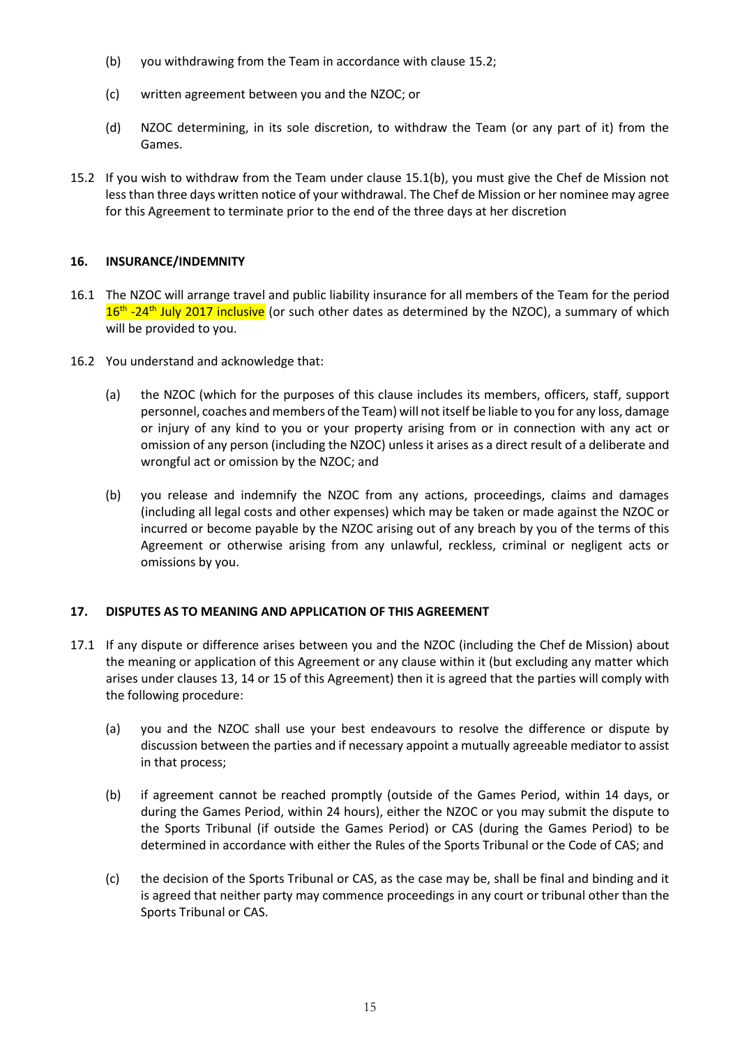(b) you withdrawing from the Team in accordance with clause 15.2;

(c) written agreement between you and the NZOC; or

(d) NZOC determining, in its sole discretion, to withdraw the Team (or any part of it) from the Games.

15.2 If you wish to withdraw from the Team under clause 15.1(b), you must give the Chef de Mission not less than three days written notice of your withdrawal. The Chef de Mission or her nominee may agree for this Agreement to terminate prior to the end of the three days at her discretion

## 16. INSURANCE/INDEMNITY

16.1 The NZOC will arrange travel and public liability insurance for all members of the Team for the period 16th -24th July 2017 inclusive (or such other dates as determined by the NZOC), a summary of which will be provided to you.

16.2 You understand and acknowledge that:

(a) the NZOC (which for the purposes of this clause includes its members, officers, staff, support personnel, coaches and members of the Team) will not itself be liable to you for any loss, damage or injury of any kind to you or your property arising from or in connection with any act or omission of any person (including the NZOC) unless it arises as a direct result of a deliberate and wrongful act or omission by the NZOC; and

(b) you release and indemnify the NZOC from any actions, proceedings, claims and damages (including all legal costs and other expenses) which may be taken or made against the NZOC or incurred or become payable by the NZOC arising out of any breach by you of the terms of this Agreement or otherwise arising from any unlawful, reckless, criminal or negligent acts or omissions by you.

## 17. DISPUTES AS TO MEANING AND APPLICATION OF THIS AGREEMENT

17.1 If any dispute or difference arises between you and the NZOC (including the Chef de Mission) about the meaning or application of this Agreement or any clause within it (but excluding any matter which arises under clauses 13, 14 or 15 of this Agreement) then it is agreed that the parties will comply with the following procedure:

(a) you and the NZOC shall use your best endeavours to resolve the difference or dispute by discussion between the parties and if necessary appoint a mutually agreeable mediator to assist in that process;

(b) if agreement cannot be reached promptly (outside of the Games Period, within 14 days, or during the Games Period, within 24 hours), either the NZOC or you may submit the dispute to the Sports Tribunal (if outside the Games Period) or CAS (during the Games Period) to be determined in accordance with either the Rules of the Sports Tribunal or the Code of CAS; and

(c) the decision of the Sports Tribunal or CAS, as the case may be, shall be final and binding and it is agreed that neither party may commence proceedings in any court or tribunal other than the Sports Tribunal or CAS.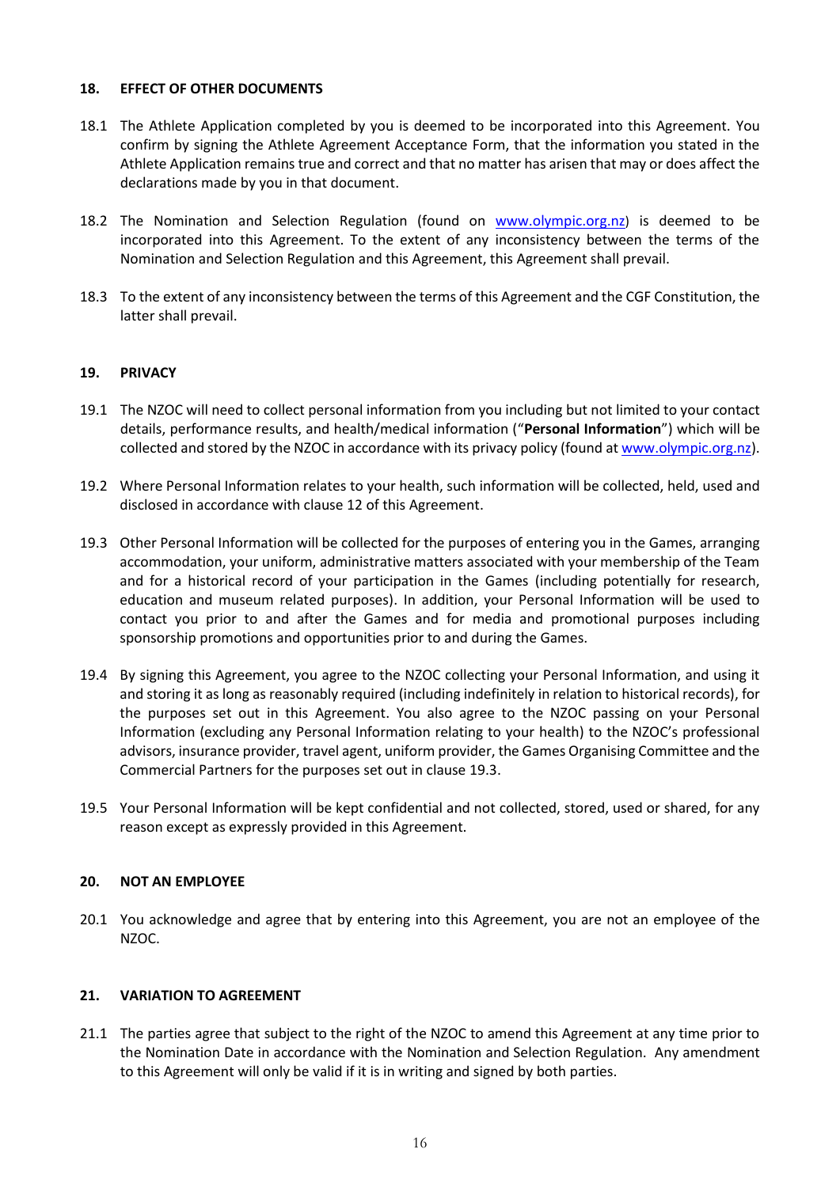## 18. EFFECT OF OTHER DOCUMENTS

18.1 The Athlete Application completed by you is deemed to be incorporated into this Agreement. You confirm by signing the Athlete Agreement Acceptance Form, that the information you stated in the Athlete Application remains true and correct and that no matter has arisen that may or does affect the declarations made by you in that document.

18.2 The Nomination and Selection Regulation (found on www.olympic.org.nz) is deemed to be incorporated into this Agreement. To the extent of any inconsistency between the terms of the Nomination and Selection Regulation and this Agreement, this Agreement shall prevail.

18.3 To the extent of any inconsistency between the terms of this Agreement and the CGF Constitution, the latter shall prevail.

## 19. PRIVACY

19.1 The NZOC will need to collect personal information from you including but not limited to your contact details, performance results, and health/medical information ("**Personal Information**") which will be collected and stored by the NZOC in accordance with its privacy policy (found at www.olympic.org.nz).

19.2 Where Personal Information relates to your health, such information will be collected, held, used and disclosed in accordance with clause 12 of this Agreement.

19.3 Other Personal Information will be collected for the purposes of entering you in the Games, arranging accommodation, your uniform, administrative matters associated with your membership of the Team and for a historical record of your participation in the Games (including potentially for research, education and museum related purposes). In addition, your Personal Information will be used to contact you prior to and after the Games and for media and promotional purposes including sponsorship promotions and opportunities prior to and during the Games.

19.4 By signing this Agreement, you agree to the NZOC collecting your Personal Information, and using it and storing it as long as reasonably required (including indefinitely in relation to historical records), for the purposes set out in this Agreement. You also agree to the NZOC passing on your Personal Information (excluding any Personal Information relating to your health) to the NZOC's professional advisors, insurance provider, travel agent, uniform provider, the Games Organising Committee and the Commercial Partners for the purposes set out in clause 19.3.

19.5 Your Personal Information will be kept confidential and not collected, stored, used or shared, for any reason except as expressly provided in this Agreement.

## 20. NOT AN EMPLOYEE

20.1 You acknowledge and agree that by entering into this Agreement, you are not an employee of the NZOC.

## 21. VARIATION TO AGREEMENT

21.1 The parties agree that subject to the right of the NZOC to amend this Agreement at any time prior to the Nomination Date in accordance with the Nomination and Selection Regulation. Any amendment to this Agreement will only be valid if it is in writing and signed by both parties.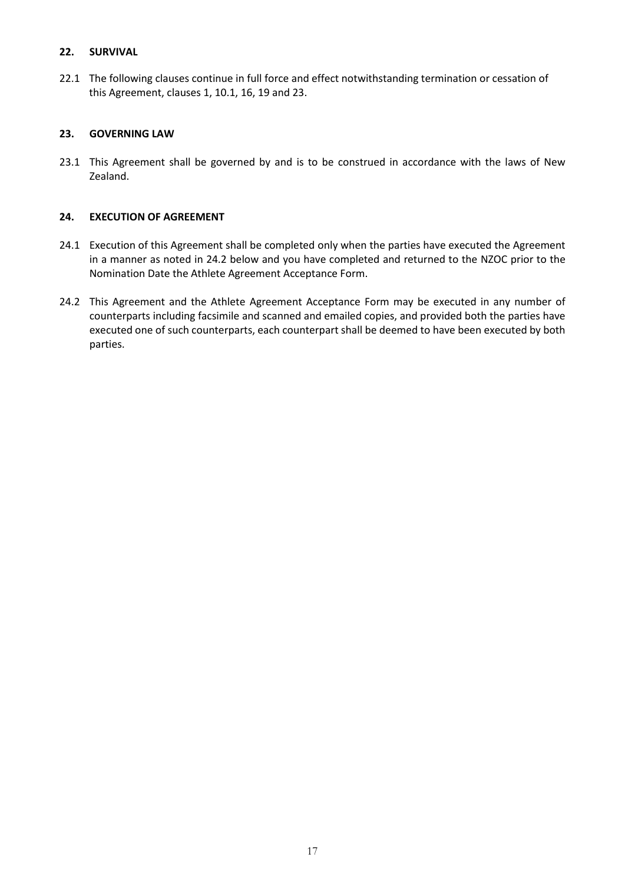## 22. SURVIVAL

22.1 The following clauses continue in full force and effect notwithstanding termination or cessation of this Agreement, clauses 1, 10.1, 16, 19 and 23.

## 23. GOVERNING LAW

23.1 This Agreement shall be governed by and is to be construed in accordance with the laws of New Zealand.

## 24. EXECUTION OF AGREEMENT

24.1 Execution of this Agreement shall be completed only when the parties have executed the Agreement in a manner as noted in 24.2 below and you have completed and returned to the NZOC prior to the Nomination Date the Athlete Agreement Acceptance Form.

24.2 This Agreement and the Athlete Agreement Acceptance Form may be executed in any number of counterparts including facsimile and scanned and emailed copies, and provided both the parties have executed one of such counterparts, each counterpart shall be deemed to have been executed by both parties.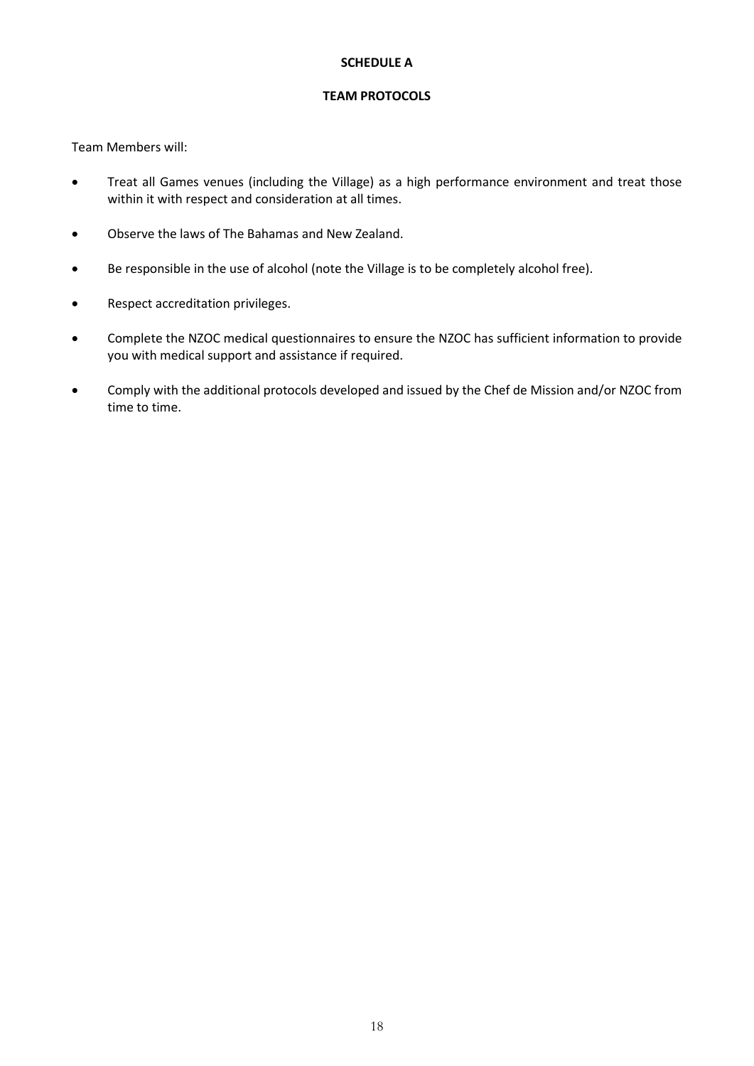**SCHEDULE A**

**TEAM PROTOCOLS**

Team Members will:

- Treat all Games venues (including the Village) as a high performance environment and treat those within it with respect and consideration at all times.
- Observe the laws of The Bahamas and New Zealand.
- Be responsible in the use of alcohol (note the Village is to be completely alcohol free).
- Respect accreditation privileges.
- Complete the NZOC medical questionnaires to ensure the NZOC has sufficient information to provide you with medical support and assistance if required.
- Comply with the additional protocols developed and issued by the Chef de Mission and/or NZOC from time to time.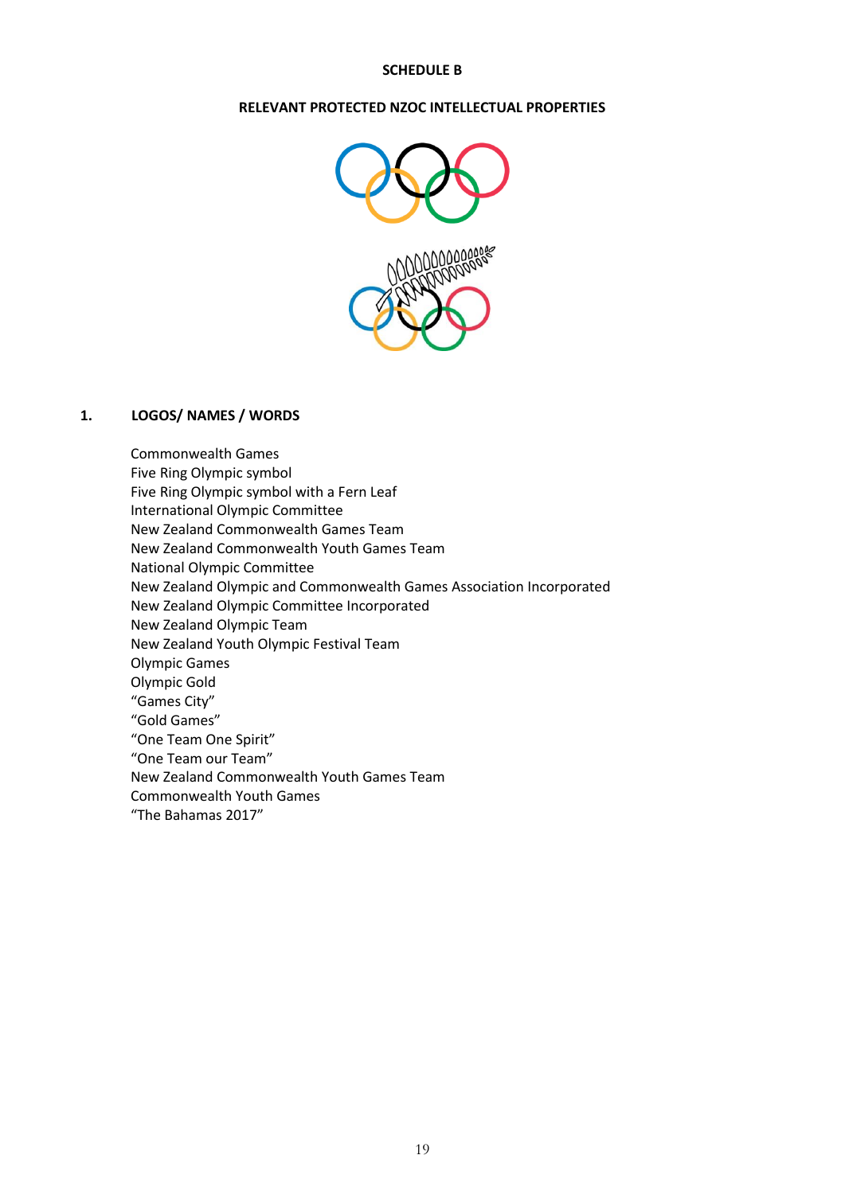**SCHEDULE B**

**RELEVANT PROTECTED NZOC INTELLECTUAL PROPERTIES**

**1. LOGOS/ NAMES / WORDS**

Commonwealth Games
Five Ring Olympic symbol
Five Ring Olympic symbol with a Fern Leaf
International Olympic Committee
New Zealand Commonwealth Games Team
New Zealand Commonwealth Youth Games Team
National Olympic Committee
New Zealand Olympic and Commonwealth Games Association Incorporated
New Zealand Olympic Committee Incorporated
New Zealand Olympic Team
New Zealand Youth Olympic Festival Team
Olympic Games
Olympic Gold
“Games City”
“Gold Games”
“One Team One Spirit”
“One Team our Team”
New Zealand Commonwealth Youth Games Team
Commonwealth Youth Games
“The Bahamas 2017”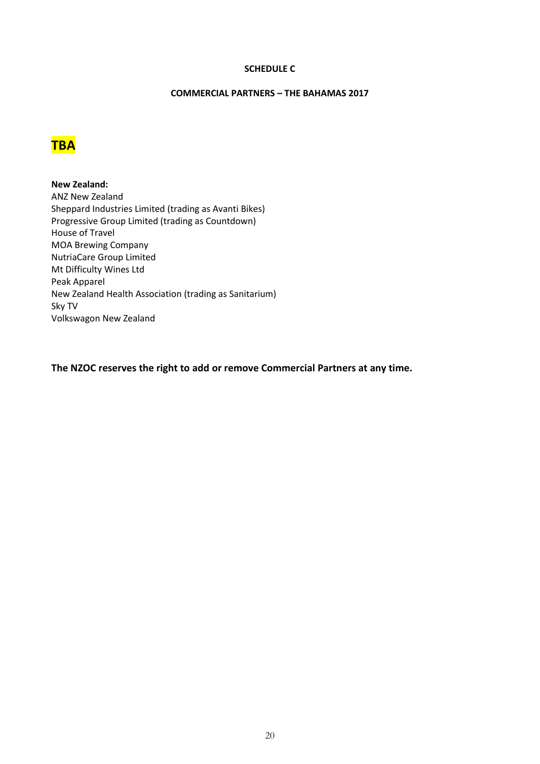**SCHEDULE C**

**COMMERCIAL PARTNERS – THE BAHAMAS 2017**

# TBA

**New Zealand:**
ANZ New Zealand
Sheppard Industries Limited (trading as Avanti Bikes)
Progressive Group Limited (trading as Countdown)
House of Travel
MOA Brewing Company
NutriaCare Group Limited
Mt Difficulty Wines Ltd
Peak Apparel
New Zealand Health Association (trading as Sanitarium)
Sky TV
Volkswagon New Zealand

**The NZOC reserves the right to add or remove Commercial Partners at any time.**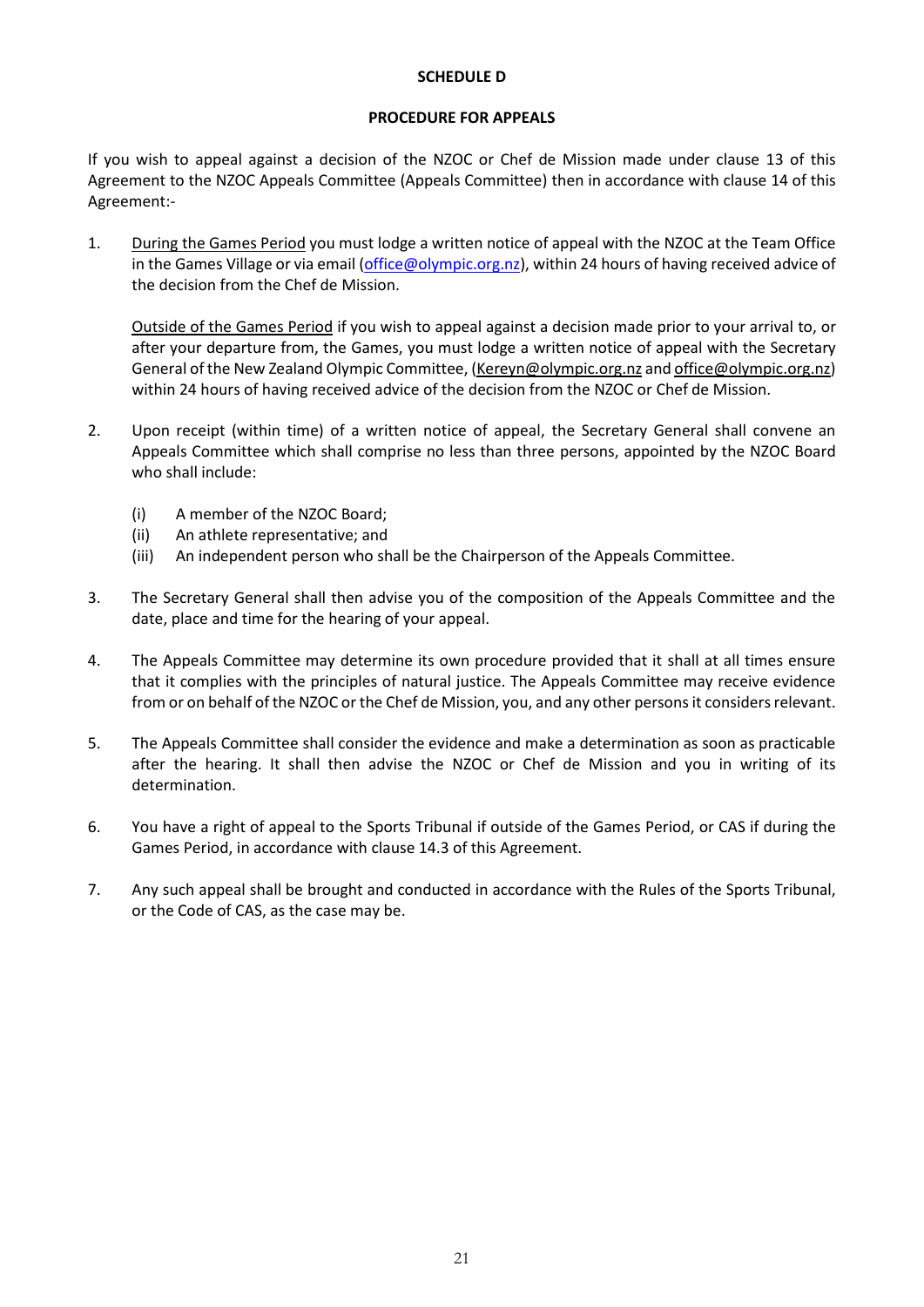# SCHEDULE D

## PROCEDURE FOR APPEALS

If you wish to appeal against a decision of the NZOC or Chef de Mission made under clause 13 of this Agreement to the NZOC Appeals Committee (Appeals Committee) then in accordance with clause 14 of this Agreement:-

1. During the Games Period you must lodge a written notice of appeal with the NZOC at the Team Office in the Games Village or via email (office@olympic.org.nz), within 24 hours of having received advice of the decision from the Chef de Mission.

   Outside of the Games Period if you wish to appeal against a decision made prior to your arrival to, or after your departure from, the Games, you must lodge a written notice of appeal with the Secretary General of the New Zealand Olympic Committee, (Kereyn@olympic.org.nz and office@olympic.org.nz) within 24 hours of having received advice of the decision from the NZOC or Chef de Mission.

2. Upon receipt (within time) of a written notice of appeal, the Secretary General shall convene an Appeals Committee which shall comprise no less than three persons, appointed by the NZOC Board who shall include:

   (i) A member of the NZOC Board;
   (ii) An athlete representative; and
   (iii) An independent person who shall be the Chairperson of the Appeals Committee.

3. The Secretary General shall then advise you of the composition of the Appeals Committee and the date, place and time for the hearing of your appeal.

4. The Appeals Committee may determine its own procedure provided that it shall at all times ensure that it complies with the principles of natural justice. The Appeals Committee may receive evidence from or on behalf of the NZOC or the Chef de Mission, you, and any other persons it considers relevant.

5. The Appeals Committee shall consider the evidence and make a determination as soon as practicable after the hearing. It shall then advise the NZOC or Chef de Mission and you in writing of its determination.

6. You have a right of appeal to the Sports Tribunal if outside of the Games Period, or CAS if during the Games Period, in accordance with clause 14.3 of this Agreement.

7. Any such appeal shall be brought and conducted in accordance with the Rules of the Sports Tribunal, or the Code of CAS, as the case may be.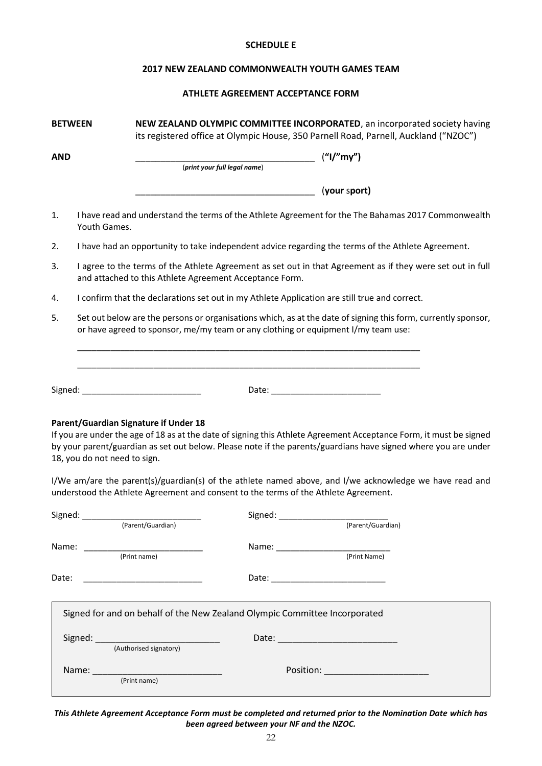**SCHEDULE E**

**2017 NEW ZEALAND COMMONWEALTH YOUTH GAMES TEAM**

**ATHLETE AGREEMENT ACCEPTANCE FORM**

**BETWEEN** **NEW ZEALAND OLYMPIC COMMITTEE INCORPORATED**, an incorporated society having its registered office at Olympic House, 350 Parnell Road, Parnell, Auckland ("NZOC")

**AND** ____________________________________ (**"I/"my")**
(*print your full legal name*)

____________________________________ (**your** s**port)**

1. I have read and understand the terms of the Athlete Agreement for the The Bahamas 2017 Commonwealth Youth Games.
2. I have had an opportunity to take independent advice regarding the terms of the Athlete Agreement.
3. I agree to the terms of the Athlete Agreement as set out in that Agreement as if they were set out in full and attached to this Athlete Agreement Acceptance Form.
4. I confirm that the declarations set out in my Athlete Application are still true and correct.
5. Set out below are the persons or organisations which, as at the date of signing this form, currently sponsor, or have agreed to sponsor, me/my team or any clothing or equipment I/my team use:

   ___________________________________________________________________________

   ___________________________________________________________________________

Signed: _________________________ Date: _______________________

**Parent/Guardian Signature if Under 18**

If you are under the age of 18 as at the date of signing this Athlete Agreement Acceptance Form, it must be signed by your parent/guardian as set out below. Please note if the parents/guardians have signed where you are under 18, you do not need to sign.

I/We am/are the parent(s)/guardian(s) of the athlete named above, and I/we acknowledge we have read and understood the Athlete Agreement and consent to the terms of the Athlete Agreement.

Signed: _________________________ Signed: _______________________
(Parent/Guardian) (Parent/Guardian)

Name: _________________________ Name: ________________________
(Print name) (Print Name)

Date: _________________________ Date: ________________________

Signed for and on behalf of the New Zealand Olympic Committee Incorporated

Signed: _________________________ Date: ________________________
(Authorised signatory)

Name: __________________________ Position: _____________________
(Print name)

***This Athlete Agreement Acceptance Form must be completed and returned prior to the Nomination Date which has been agreed between your NF and the NZOC.***